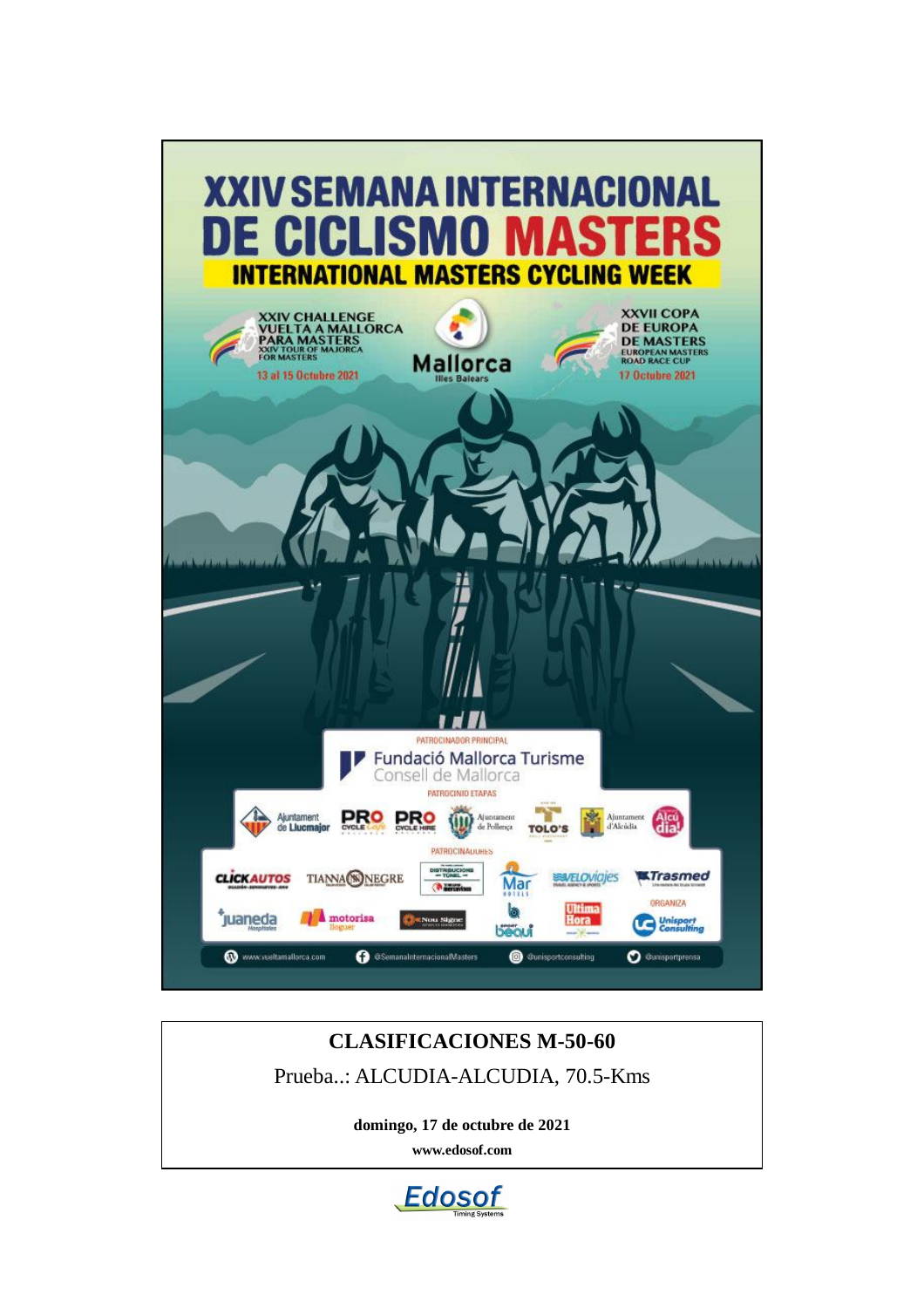# XXIV SEMANA INTERNACIONAL DE CICLISMO MASTERS

## INTERNATIONAL MASTERS CYCLING WEEK

XXIV CHALLENGE VUELTA A MALLORCA PARA MASTERS
XXIV TOUR OF MAJORCA FOR MASTERS
13 al 15 Octubre 2021

Mallorca
Illes Balears

XXVII COPA DE EUROPA DE MASTERS
EUROPEAN MASTERS ROAD RACE CUP
17 Octubre 2021

PATROCINADOR PRINCIPAL
Fundació Mallorca Turisme
Consell de Mallorca

PATROCINIO ETAPAS
Ajuntament de Llucmajor · PRO CYCLE Café · PRO CYCLE HIRE · Ajuntament de Pollença · TOLO'S · Ajuntament d'Alcúdia · Alcúdia

PATROCINADORES
CLICKAUTOS · TIANNA NEGRE · DISTRIBUCIONS TÚNEL · Mar Hotels · VELOviajes · Trasmed · Juaneda Hospitales · motorisa Roguer · Nou Signe · beaui · Ultima Hora

ORGANIZA
Unisport Consulting

www.vueltamallorca.com · @SemanaInternacionalMasters · @unisportconsulting · @unisportprensa

**CLASIFICACIONES M-50-60**

Prueba..: ALCUDIA-ALCUDIA, 70.5-Kms

**domingo, 17 de octubre de 2021**

**www.edosof.com**

Edosof Timing Systems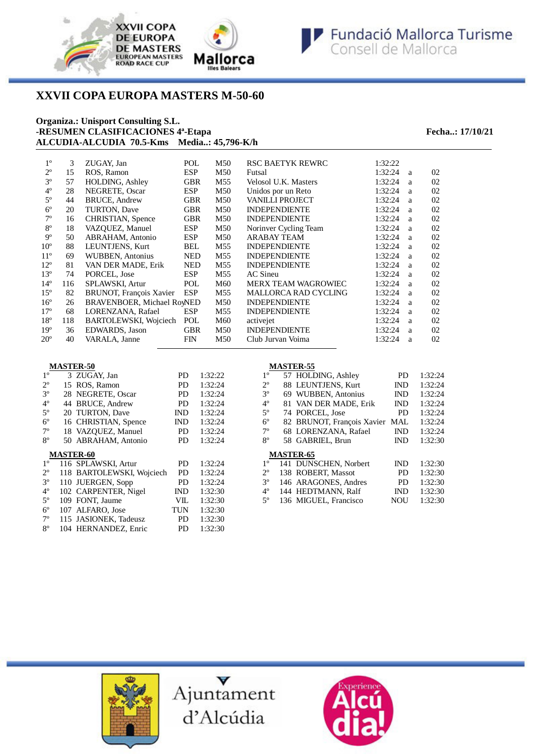# XXVII COPA EUROPA MASTERS M-50-60

**Organiza.: Unisport Consulting S.L.**
**-RESUMEN CLASIFICACIONES 4ª-Etapa** **Fecha..: 17/10/21**
**ALCUDIA-ALCUDIA 70.5-Kms Media..: 45,796-K/h**

| Pos | Dorsal | Nombre | País | Cat. | Equipo | Tiempo | | |
|---|---|---|---|---|---|---|---|---|
| 1º | 3 | ZUGAY, Jan | POL | M50 | RSC BAETYK REWRC | 1:32:22 | | |
| 2º | 15 | ROS, Ramon | ESP | M50 | Futsal | 1:32:24 | a | 02 |
| 3º | 57 | HOLDING, Ashley | GBR | M55 | Velosol U.K. Masters | 1:32:24 | a | 02 |
| 4º | 28 | NEGRETE, Oscar | ESP | M50 | Unidos por un Reto | 1:32:24 | a | 02 |
| 5º | 44 | BRUCE, Andrew | GBR | M50 | VANILLI PROJECT | 1:32:24 | a | 02 |
| 6º | 20 | TURTON, Dave | GBR | M50 | INDEPENDIENTE | 1:32:24 | a | 02 |
| 7º | 16 | CHRISTIAN, Spence | GBR | M50 | INDEPENDIENTE | 1:32:24 | a | 02 |
| 8º | 18 | VAZQUEZ, Manuel | ESP | M50 | Norinver Cycling Team | 1:32:24 | a | 02 |
| 9º | 50 | ABRAHAM, Antonio | ESP | M50 | ARABAY TEAM | 1:32:24 | a | 02 |
| 10º | 88 | LEUNTJENS, Kurt | BEL | M55 | INDEPENDIENTE | 1:32:24 | a | 02 |
| 11º | 69 | WUBBEN, Antonius | NED | M55 | INDEPENDIENTE | 1:32:24 | a | 02 |
| 12º | 81 | VAN DER MADE, Erik | NED | M55 | INDEPENDIENTE | 1:32:24 | a | 02 |
| 13º | 74 | PORCEL, Jose | ESP | M55 | AC Sineu | 1:32:24 | a | 02 |
| 14º | 116 | SPLAWSKI, Artur | POL | M60 | MERX TEAM WAGROWIEC | 1:32:24 | a | 02 |
| 15º | 82 | BRUNOT, François Xavier | ESP | M55 | MALLORCA RAD CYCLING | 1:32:24 | a | 02 |
| 16º | 26 | BRAVENBOER, Michael Roy | NED | M50 | INDEPENDIENTE | 1:32:24 | a | 02 |
| 17º | 68 | LORENZANA, Rafael | ESP | M55 | INDEPENDIENTE | 1:32:24 | a | 02 |
| 18º | 118 | BARTOLEWSKI, Wojciech | POL | M60 | activejet | 1:32:24 | a | 02 |
| 19º | 36 | EDWARDS, Jason | GBR | M50 | INDEPENDIENTE | 1:32:24 | a | 02 |
| 20º | 40 | VARALA, Janne | FIN | M50 | Club Jurvan Voima | 1:32:24 | a | 02 |

**MASTER-50**

| Pos | Dorsal | Nombre | | Tiempo |
|---|---|---|---|---|
| 1º | 3 | ZUGAY, Jan | PD | 1:32:22 |
| 2º | 15 | ROS, Ramon | PD | 1:32:24 |
| 3º | 28 | NEGRETE, Oscar | PD | 1:32:24 |
| 4º | 44 | BRUCE, Andrew | PD | 1:32:24 |
| 5º | 20 | TURTON, Dave | IND | 1:32:24 |
| 6º | 16 | CHRISTIAN, Spence | IND | 1:32:24 |
| 7º | 18 | VAZQUEZ, Manuel | PD | 1:32:24 |
| 8º | 50 | ABRAHAM, Antonio | PD | 1:32:24 |

**MASTER-55**

| Pos | Dorsal | Nombre | | Tiempo |
|---|---|---|---|---|
| 1º | 57 | HOLDING, Ashley | PD | 1:32:24 |
| 2º | 88 | LEUNTJENS, Kurt | IND | 1:32:24 |
| 3º | 69 | WUBBEN, Antonius | IND | 1:32:24 |
| 4º | 81 | VAN DER MADE, Erik | IND | 1:32:24 |
| 5º | 74 | PORCEL, Jose | PD | 1:32:24 |
| 6º | 82 | BRUNOT, François Xavier | MAL | 1:32:24 |
| 7º | 68 | LORENZANA, Rafael | IND | 1:32:24 |
| 8º | 58 | GABRIEL, Brun | IND | 1:32:30 |

**MASTER-60**

| Pos | Dorsal | Nombre | | Tiempo |
|---|---|---|---|---|
| 1º | 116 | SPLAWSKI, Artur | PD | 1:32:24 |
| 2º | 118 | BARTOLEWSKI, Wojciech | PD | 1:32:24 |
| 3º | 110 | JUERGEN, Sopp | PD | 1:32:24 |
| 4º | 102 | CARPENTER, Nigel | IND | 1:32:30 |
| 5º | 109 | FONT, Jaume | VIL | 1:32:30 |
| 6º | 107 | ALFARO, Jose | TUN | 1:32:30 |
| 7º | 115 | JASIONEK, Tadeusz | PD | 1:32:30 |
| 8º | 104 | HERNANDEZ, Enric | PD | 1:32:30 |

**MASTER-65**

| Pos | Dorsal | Nombre | | Tiempo |
|---|---|---|---|---|
| 1º | 141 | DUNSCHEN, Norbert | IND | 1:32:30 |
| 2º | 138 | ROBERT, Massot | PD | 1:32:30 |
| 3º | 146 | ARAGONES, Andres | PD | 1:32:30 |
| 4º | 144 | HEDTMANN, Ralf | IND | 1:32:30 |
| 5º | 136 | MIGUEL, Francisco | NOU | 1:32:30 |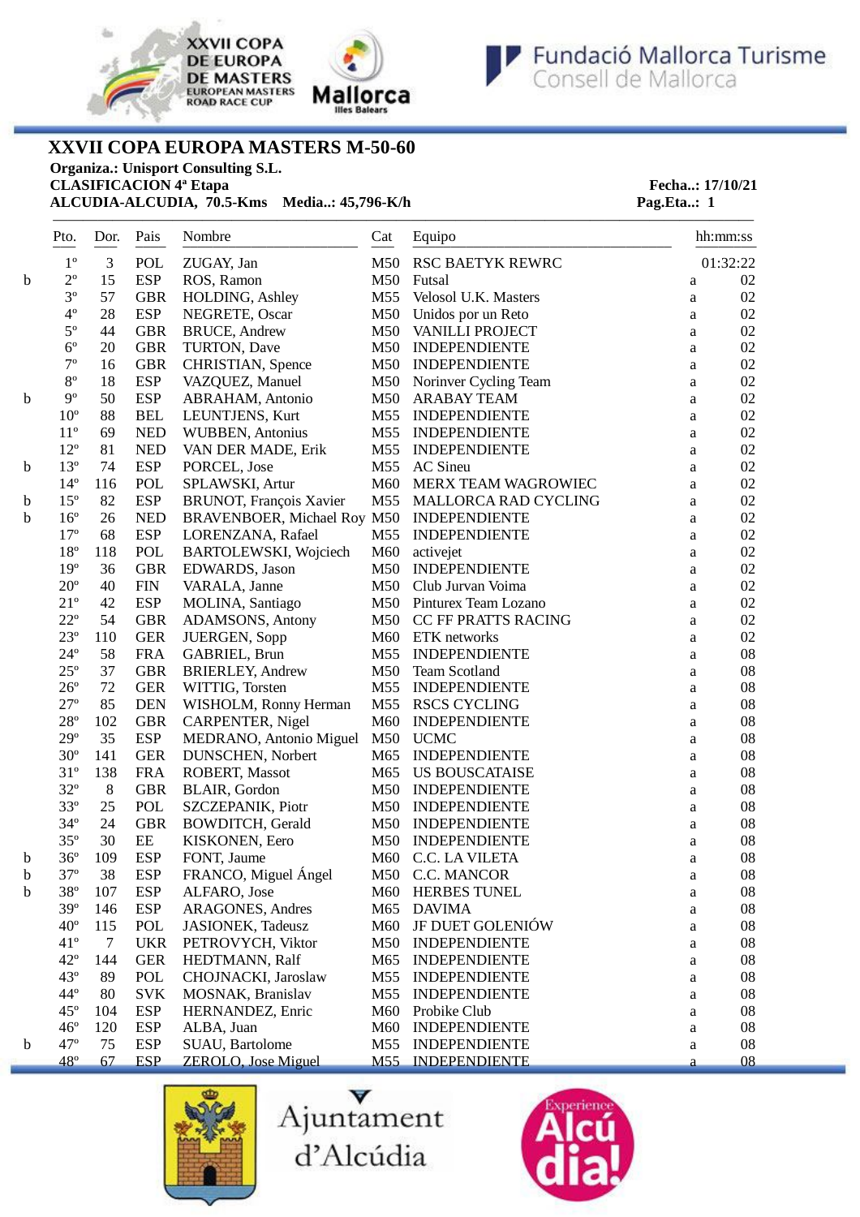# XXVII COPA EUROPA MASTERS M-50-60

**Organiza.: Unisport Consulting S.L.**
**CLASIFICACION 4ª Etapa**
**ALCUDIA-ALCUDIA, 70.5-Kms Media..: 45,796-K/h**

**Fecha..: 17/10/21**
**Pag.Eta..: 1**

| | Pto. | Dor. | Pais | Nombre | Cat | Equipo | | hh:mm:ss |
|---|---|---|---|---|---|---|---|---|
| | 1º | 3 | POL | ZUGAY, Jan | M50 | RSC BAETYK REWRC | | 01:32:22 |
| b | 2º | 15 | ESP | ROS, Ramon | M50 | Futsal | a | 02 |
| | 3º | 57 | GBR | HOLDING, Ashley | M55 | Velosol U.K. Masters | a | 02 |
| | 4º | 28 | ESP | NEGRETE, Oscar | M50 | Unidos por un Reto | a | 02 |
| | 5º | 44 | GBR | BRUCE, Andrew | M50 | VANILLI PROJECT | a | 02 |
| | 6º | 20 | GBR | TURTON, Dave | M50 | INDEPENDIENTE | a | 02 |
| | 7º | 16 | GBR | CHRISTIAN, Spence | M50 | INDEPENDIENTE | a | 02 |
| | 8º | 18 | ESP | VAZQUEZ, Manuel | M50 | Norinver Cycling Team | a | 02 |
| b | 9º | 50 | ESP | ABRAHAM, Antonio | M50 | ARABAY TEAM | a | 02 |
| | 10º | 88 | BEL | LEUNTJENS, Kurt | M55 | INDEPENDIENTE | a | 02 |
| | 11º | 69 | NED | WUBBEN, Antonius | M55 | INDEPENDIENTE | a | 02 |
| | 12º | 81 | NED | VAN DER MADE, Erik | M55 | INDEPENDIENTE | a | 02 |
| b | 13º | 74 | ESP | PORCEL, Jose | M55 | AC Sineu | a | 02 |
| | 14º | 116 | POL | SPLAWSKI, Artur | M60 | MERX TEAM WAGROWIEC | a | 02 |
| b | 15º | 82 | ESP | BRUNOT, François Xavier | M55 | MALLORCA RAD CYCLING | a | 02 |
| b | 16º | 26 | NED | BRAVENBOER, Michael Roy | M50 | INDEPENDIENTE | a | 02 |
| | 17º | 68 | ESP | LORENZANA, Rafael | M55 | INDEPENDIENTE | a | 02 |
| | 18º | 118 | POL | BARTOLEWSKI, Wojciech | M60 | activejet | a | 02 |
| | 19º | 36 | GBR | EDWARDS, Jason | M50 | INDEPENDIENTE | a | 02 |
| | 20º | 40 | FIN | VARALA, Janne | M50 | Club Jurvan Voima | a | 02 |
| | 21º | 42 | ESP | MOLINA, Santiago | M50 | Pinturex Team Lozano | a | 02 |
| | 22º | 54 | GBR | ADAMSONS, Antony | M50 | CC FF PRATTS RACING | a | 02 |
| | 23º | 110 | GER | JUERGEN, Sopp | M60 | ETK networks | a | 02 |
| | 24º | 58 | FRA | GABRIEL, Brun | M55 | INDEPENDIENTE | a | 08 |
| | 25º | 37 | GBR | BRIERLEY, Andrew | M50 | Team Scotland | a | 08 |
| | 26º | 72 | GER | WITTIG, Torsten | M55 | INDEPENDIENTE | a | 08 |
| | 27º | 85 | DEN | WISHOLM, Ronny Herman | M55 | RSCS CYCLING | a | 08 |
| | 28º | 102 | GBR | CARPENTER, Nigel | M60 | INDEPENDIENTE | a | 08 |
| | 29º | 35 | ESP | MEDRANO, Antonio Miguel | M50 | UCMC | a | 08 |
| | 30º | 141 | GER | DUNSCHEN, Norbert | M65 | INDEPENDIENTE | a | 08 |
| | 31º | 138 | FRA | ROBERT, Massot | M65 | US BOUSCATAISE | a | 08 |
| | 32º | 8 | GBR | BLAIR, Gordon | M50 | INDEPENDIENTE | a | 08 |
| | 33º | 25 | POL | SZCZEPANIK, Piotr | M50 | INDEPENDIENTE | a | 08 |
| | 34º | 24 | GBR | BOWDITCH, Gerald | M50 | INDEPENDIENTE | a | 08 |
| | 35º | 30 | EE | KISKONEN, Eero | M50 | INDEPENDIENTE | a | 08 |
| b | 36º | 109 | ESP | FONT, Jaume | M60 | C.C. LA VILETA | a | 08 |
| b | 37º | 38 | ESP | FRANCO, Miguel Ángel | M50 | C.C. MANCOR | a | 08 |
| b | 38º | 107 | ESP | ALFARO, Jose | M60 | HERBES TUNEL | a | 08 |
| | 39º | 146 | ESP | ARAGONES, Andres | M65 | DAVIMA | a | 08 |
| | 40º | 115 | POL | JASIONEK, Tadeusz | M60 | JF DUET GOLENIÓW | a | 08 |
| | 41º | 7 | UKR | PETROVYCH, Viktor | M50 | INDEPENDIENTE | a | 08 |
| | 42º | 144 | GER | HEDTMANN, Ralf | M65 | INDEPENDIENTE | a | 08 |
| | 43º | 89 | POL | CHOJNACKI, Jaroslaw | M55 | INDEPENDIENTE | a | 08 |
| | 44º | 80 | SVK | MOSNAK, Branislav | M55 | INDEPENDIENTE | a | 08 |
| | 45º | 104 | ESP | HERNANDEZ, Enric | M60 | Probike Club | a | 08 |
| | 46º | 120 | ESP | ALBA, Juan | M60 | INDEPENDIENTE | a | 08 |
| b | 47º | 75 | ESP | SUAU, Bartolome | M55 | INDEPENDIENTE | a | 08 |
| | 48º | 67 | ESP | ZEROLO, Jose Miguel | M55 | INDEPENDIENTE | a | 08 |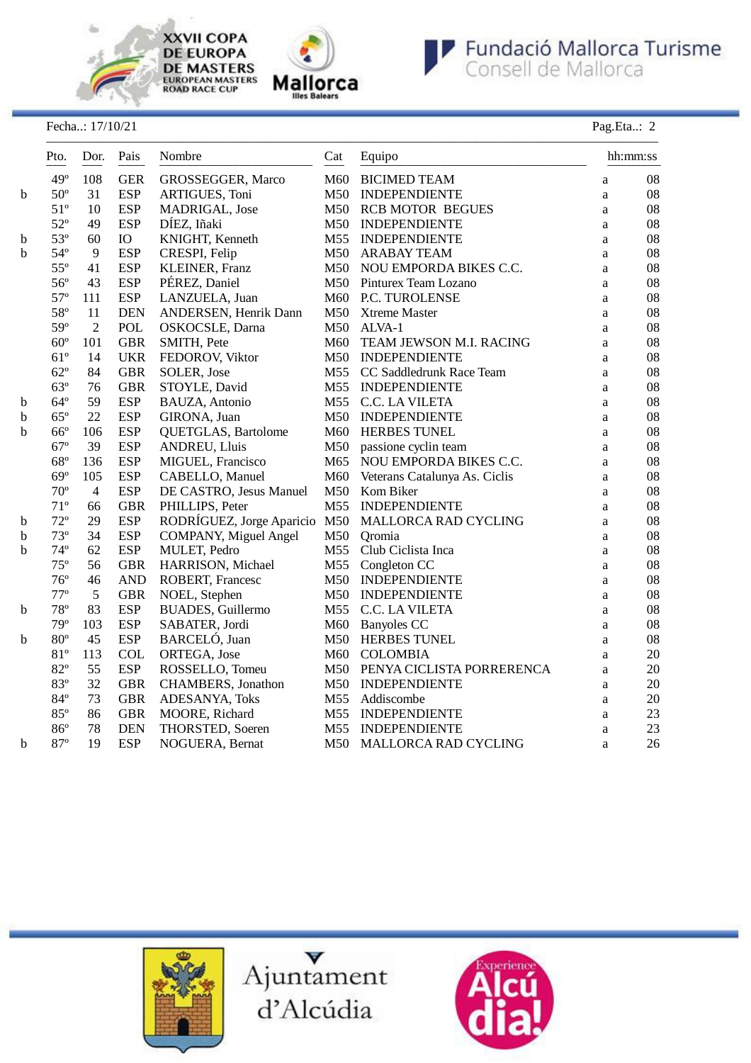Fecha..: 17/10/21 Pag.Eta..: 2

| | Pto. | Dor. | Pais | Nombre | Cat | Equipo | | hh:mm:ss |
|---|---|---|---|---|---|---|---|---|
| | 49º | 108 | GER | GROSSEGGER, Marco | M60 | BICIMED TEAM | a | 08 |
| b | 50º | 31 | ESP | ARTIGUES, Toni | M50 | INDEPENDIENTE | a | 08 |
| | 51º | 10 | ESP | MADRIGAL, Jose | M50 | RCB MOTOR BEGUES | a | 08 |
| | 52º | 49 | ESP | DÍEZ, Iñaki | M50 | INDEPENDIENTE | a | 08 |
| b | 53º | 60 | IO | KNIGHT, Kenneth | M55 | INDEPENDIENTE | a | 08 |
| b | 54º | 9 | ESP | CRESPI, Felip | M50 | ARABAY TEAM | a | 08 |
| | 55º | 41 | ESP | KLEINER, Franz | M50 | NOU EMPORDA BIKES C.C. | a | 08 |
| | 56º | 43 | ESP | PÉREZ, Daniel | M50 | Pinturex Team Lozano | a | 08 |
| | 57º | 111 | ESP | LANZUELA, Juan | M60 | P.C. TUROLENSE | a | 08 |
| | 58º | 11 | DEN | ANDERSEN, Henrik Dann | M50 | Xtreme Master | a | 08 |
| | 59º | 2 | POL | OSKOCSLE, Darna | M50 | ALVA-1 | a | 08 |
| | 60º | 101 | GBR | SMITH, Pete | M60 | TEAM JEWSON M.I. RACING | a | 08 |
| | 61º | 14 | UKR | FEDOROV, Viktor | M50 | INDEPENDIENTE | a | 08 |
| | 62º | 84 | GBR | SOLER, Jose | M55 | CC Saddledrunk Race Team | a | 08 |
| | 63º | 76 | GBR | STOYLE, David | M55 | INDEPENDIENTE | a | 08 |
| b | 64º | 59 | ESP | BAUZA, Antonio | M55 | C.C. LA VILETA | a | 08 |
| b | 65º | 22 | ESP | GIRONA, Juan | M50 | INDEPENDIENTE | a | 08 |
| b | 66º | 106 | ESP | QUETGLAS, Bartolome | M60 | HERBES TUNEL | a | 08 |
| | 67º | 39 | ESP | ANDREU, Lluis | M50 | passione cyclin team | a | 08 |
| | 68º | 136 | ESP | MIGUEL, Francisco | M65 | NOU EMPORDA BIKES C.C. | a | 08 |
| | 69º | 105 | ESP | CABELLO, Manuel | M60 | Veterans Catalunya As. Ciclis | a | 08 |
| | 70º | 4 | ESP | DE CASTRO, Jesus Manuel | M50 | Kom Biker | a | 08 |
| | 71º | 66 | GBR | PHILLIPS, Peter | M55 | INDEPENDIENTE | a | 08 |
| b | 72º | 29 | ESP | RODRÍGUEZ, Jorge Aparicio | M50 | MALLORCA RAD CYCLING | a | 08 |
| b | 73º | 34 | ESP | COMPANY, Miguel Angel | M50 | Qromia | a | 08 |
| b | 74º | 62 | ESP | MULET, Pedro | M55 | Club Ciclista Inca | a | 08 |
| | 75º | 56 | GBR | HARRISON, Michael | M55 | Congleton CC | a | 08 |
| | 76º | 46 | AND | ROBERT, Francesc | M50 | INDEPENDIENTE | a | 08 |
| | 77º | 5 | GBR | NOEL, Stephen | M50 | INDEPENDIENTE | a | 08 |
| b | 78º | 83 | ESP | BUADES, Guillermo | M55 | C.C. LA VILETA | a | 08 |
| | 79º | 103 | ESP | SABATER, Jordi | M60 | Banyoles CC | a | 08 |
| b | 80º | 45 | ESP | BARCELÓ, Juan | M50 | HERBES TUNEL | a | 08 |
| | 81º | 113 | COL | ORTEGA, Jose | M60 | COLOMBIA | a | 20 |
| | 82º | 55 | ESP | ROSSELLO, Tomeu | M50 | PENYA CICLISTA PORRERENCA | a | 20 |
| | 83º | 32 | GBR | CHAMBERS, Jonathon | M50 | INDEPENDIENTE | a | 20 |
| | 84º | 73 | GBR | ADESANYA, Toks | M55 | Addiscombe | a | 20 |
| | 85º | 86 | GBR | MOORE, Richard | M55 | INDEPENDIENTE | a | 23 |
| | 86º | 78 | DEN | THORSTED, Soeren | M55 | INDEPENDIENTE | a | 23 |
| b | 87º | 19 | ESP | NOGUERA, Bernat | M50 | MALLORCA RAD CYCLING | a | 26 |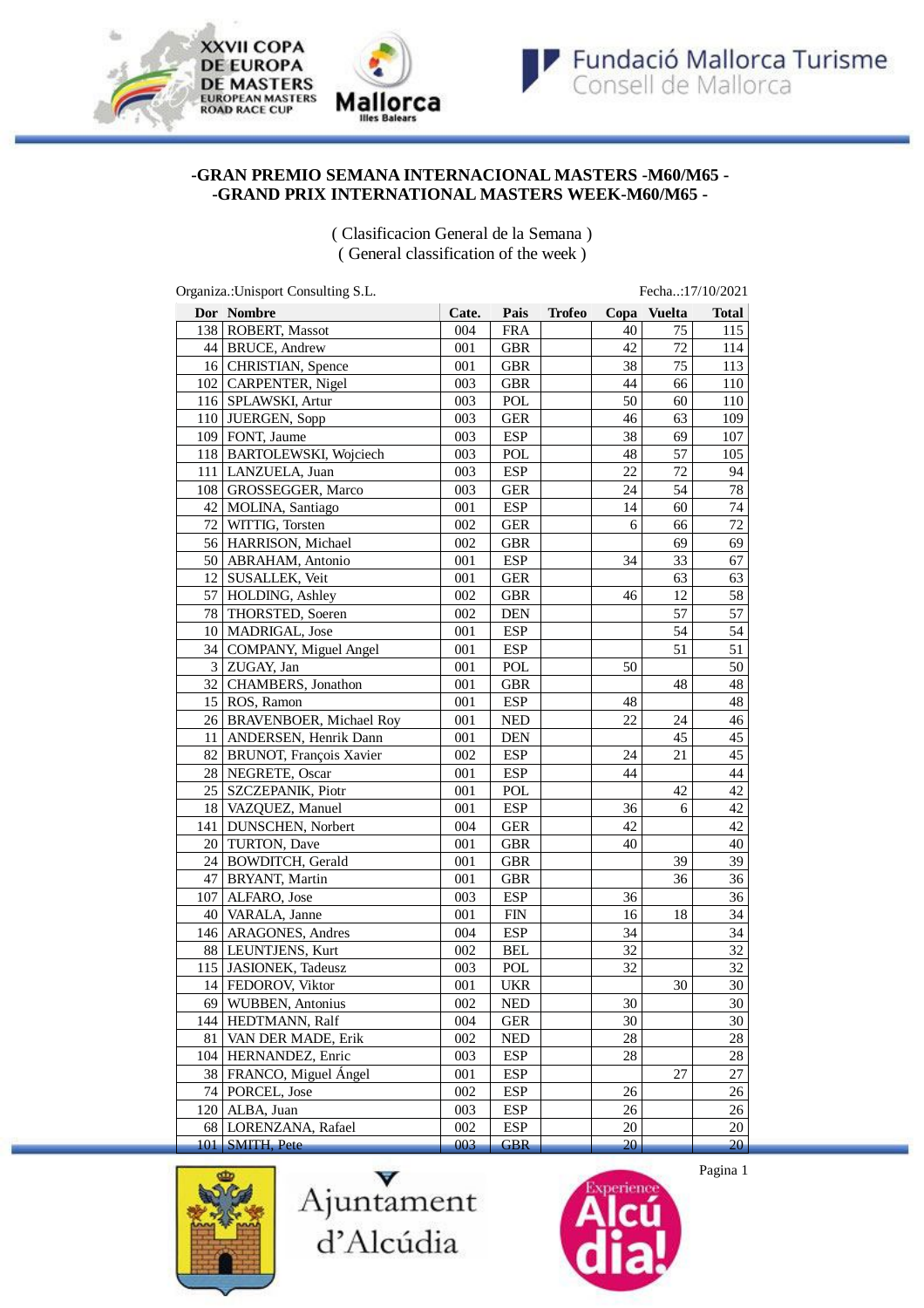**-GRAN PREMIO SEMANA INTERNACIONAL MASTERS -M60/M65 -**
**-GRAND PRIX INTERNATIONAL MASTERS WEEK-M60/M65 -**

( Clasificacion General de la Semana )
( General classification of the week )

Organiza.:Unisport Consulting S.L. Fecha..:17/10/2021

| Dor | Nombre | Cate. | Pais | Trofeo | Copa | Vuelta | Total |
|---|---|---|---|---|---|---|---|
| 138 | ROBERT, Massot | 004 | FRA | | 40 | 75 | 115 |
| 44 | BRUCE, Andrew | 001 | GBR | | 42 | 72 | 114 |
| 16 | CHRISTIAN, Spence | 001 | GBR | | 38 | 75 | 113 |
| 102 | CARPENTER, Nigel | 003 | GBR | | 44 | 66 | 110 |
| 116 | SPLAWSKI, Artur | 003 | POL | | 50 | 60 | 110 |
| 110 | JUERGEN, Sopp | 003 | GER | | 46 | 63 | 109 |
| 109 | FONT, Jaume | 003 | ESP | | 38 | 69 | 107 |
| 118 | BARTOLEWSKI, Wojciech | 003 | POL | | 48 | 57 | 105 |
| 111 | LANZUELA, Juan | 003 | ESP | | 22 | 72 | 94 |
| 108 | GROSSEGGER, Marco | 003 | GER | | 24 | 54 | 78 |
| 42 | MOLINA, Santiago | 001 | ESP | | 14 | 60 | 74 |
| 72 | WITTIG, Torsten | 002 | GER | | 6 | 66 | 72 |
| 56 | HARRISON, Michael | 002 | GBR | | | 69 | 69 |
| 50 | ABRAHAM, Antonio | 001 | ESP | | 34 | 33 | 67 |
| 12 | SUSALLEK, Veit | 001 | GER | | | 63 | 63 |
| 57 | HOLDING, Ashley | 002 | GBR | | 46 | 12 | 58 |
| 78 | THORSTED, Soeren | 002 | DEN | | | 57 | 57 |
| 10 | MADRIGAL, Jose | 001 | ESP | | | 54 | 54 |
| 34 | COMPANY, Miguel Angel | 001 | ESP | | | 51 | 51 |
| 3 | ZUGAY, Jan | 001 | POL | | 50 | | 50 |
| 32 | CHAMBERS, Jonathon | 001 | GBR | | | 48 | 48 |
| 15 | ROS, Ramon | 001 | ESP | | 48 | | 48 |
| 26 | BRAVENBOER, Michael Roy | 001 | NED | | 22 | 24 | 46 |
| 11 | ANDERSEN, Henrik Dann | 001 | DEN | | | 45 | 45 |
| 82 | BRUNOT, François Xavier | 002 | ESP | | 24 | 21 | 45 |
| 28 | NEGRETE, Oscar | 001 | ESP | | 44 | | 44 |
| 25 | SZCZEPANIK, Piotr | 001 | POL | | | 42 | 42 |
| 18 | VAZQUEZ, Manuel | 001 | ESP | | 36 | 6 | 42 |
| 141 | DUNSCHEN, Norbert | 004 | GER | | 42 | | 42 |
| 20 | TURTON, Dave | 001 | GBR | | 40 | | 40 |
| 24 | BOWDITCH, Gerald | 001 | GBR | | | 39 | 39 |
| 47 | BRYANT, Martin | 001 | GBR | | | 36 | 36 |
| 107 | ALFARO, Jose | 003 | ESP | | 36 | | 36 |
| 40 | VARALA, Janne | 001 | FIN | | 16 | 18 | 34 |
| 146 | ARAGONES, Andres | 004 | ESP | | 34 | | 34 |
| 88 | LEUNTJENS, Kurt | 002 | BEL | | 32 | | 32 |
| 115 | JASIONEK, Tadeusz | 003 | POL | | 32 | | 32 |
| 14 | FEDOROV, Viktor | 001 | UKR | | | 30 | 30 |
| 69 | WUBBEN, Antonius | 002 | NED | | 30 | | 30 |
| 144 | HEDTMANN, Ralf | 004 | GER | | 30 | | 30 |
| 81 | VAN DER MADE, Erik | 002 | NED | | 28 | | 28 |
| 104 | HERNANDEZ, Enric | 003 | ESP | | 28 | | 28 |
| 38 | FRANCO, Miguel Ángel | 001 | ESP | | | 27 | 27 |
| 74 | PORCEL, Jose | 002 | ESP | | 26 | | 26 |
| 120 | ALBA, Juan | 003 | ESP | | 26 | | 26 |
| 68 | LORENZANA, Rafael | 002 | ESP | | 20 | | 20 |
| 101 | SMITH, Pete | 003 | GBR | | 20 | | 20 |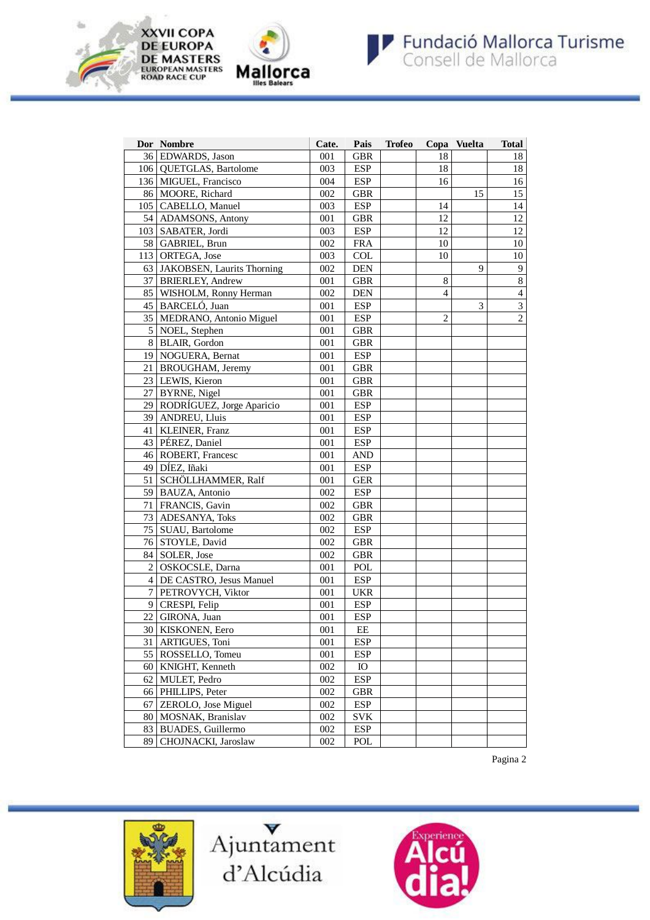| Dor | Nombre | Cate. | Pais | Trofeo | Copa | Vuelta | Total |
|---|---|---|---|---|---|---|---|
| 36 | EDWARDS, Jason | 001 | GBR | | 18 | | 18 |
| 106 | QUETGLAS, Bartolome | 003 | ESP | | 18 | | 18 |
| 136 | MIGUEL, Francisco | 004 | ESP | | 16 | | 16 |
| 86 | MOORE, Richard | 002 | GBR | | | 15 | 15 |
| 105 | CABELLO, Manuel | 003 | ESP | | 14 | | 14 |
| 54 | ADAMSONS, Antony | 001 | GBR | | 12 | | 12 |
| 103 | SABATER, Jordi | 003 | ESP | | 12 | | 12 |
| 58 | GABRIEL, Brun | 002 | FRA | | 10 | | 10 |
| 113 | ORTEGA, Jose | 003 | COL | | 10 | | 10 |
| 63 | JAKOBSEN, Laurits Thorning | 002 | DEN | | | 9 | 9 |
| 37 | BRIERLEY, Andrew | 001 | GBR | | 8 | | 8 |
| 85 | WISHOLM, Ronny Herman | 002 | DEN | | 4 | | 4 |
| 45 | BARCELÓ, Juan | 001 | ESP | | | 3 | 3 |
| 35 | MEDRANO, Antonio Miguel | 001 | ESP | | 2 | | 2 |
| 5 | NOEL, Stephen | 001 | GBR | | | | |
| 8 | BLAIR, Gordon | 001 | GBR | | | | |
| 19 | NOGUERA, Bernat | 001 | ESP | | | | |
| 21 | BROUGHAM, Jeremy | 001 | GBR | | | | |
| 23 | LEWIS, Kieron | 001 | GBR | | | | |
| 27 | BYRNE, Nigel | 001 | GBR | | | | |
| 29 | RODRÍGUEZ, Jorge Aparicio | 001 | ESP | | | | |
| 39 | ANDREU, Lluis | 001 | ESP | | | | |
| 41 | KLEINER, Franz | 001 | ESP | | | | |
| 43 | PÉREZ, Daniel | 001 | ESP | | | | |
| 46 | ROBERT, Francesc | 001 | AND | | | | |
| 49 | DÍEZ, Iñaki | 001 | ESP | | | | |
| 51 | SCHÖLLHAMMER, Ralf | 001 | GER | | | | |
| 59 | BAUZA, Antonio | 002 | ESP | | | | |
| 71 | FRANCIS, Gavin | 002 | GBR | | | | |
| 73 | ADESANYA, Toks | 002 | GBR | | | | |
| 75 | SUAU, Bartolome | 002 | ESP | | | | |
| 76 | STOYLE, David | 002 | GBR | | | | |
| 84 | SOLER, Jose | 002 | GBR | | | | |
| 2 | OSKOCSLE, Darna | 001 | POL | | | | |
| 4 | DE CASTRO, Jesus Manuel | 001 | ESP | | | | |
| 7 | PETROVYCH, Viktor | 001 | UKR | | | | |
| 9 | CRESPI, Felip | 001 | ESP | | | | |
| 22 | GIRONA, Juan | 001 | ESP | | | | |
| 30 | KISKONEN, Eero | 001 | EE | | | | |
| 31 | ARTIGUES, Toni | 001 | ESP | | | | |
| 55 | ROSSELLO, Tomeu | 001 | ESP | | | | |
| 60 | KNIGHT, Kenneth | 002 | IO | | | | |
| 62 | MULET, Pedro | 002 | ESP | | | | |
| 66 | PHILLIPS, Peter | 002 | GBR | | | | |
| 67 | ZEROLO, Jose Miguel | 002 | ESP | | | | |
| 80 | MOSNAK, Branislav | 002 | SVK | | | | |
| 83 | BUADES, Guillermo | 002 | ESP | | | | |
| 89 | CHOJNACKI, Jaroslaw | 002 | POL | | | | |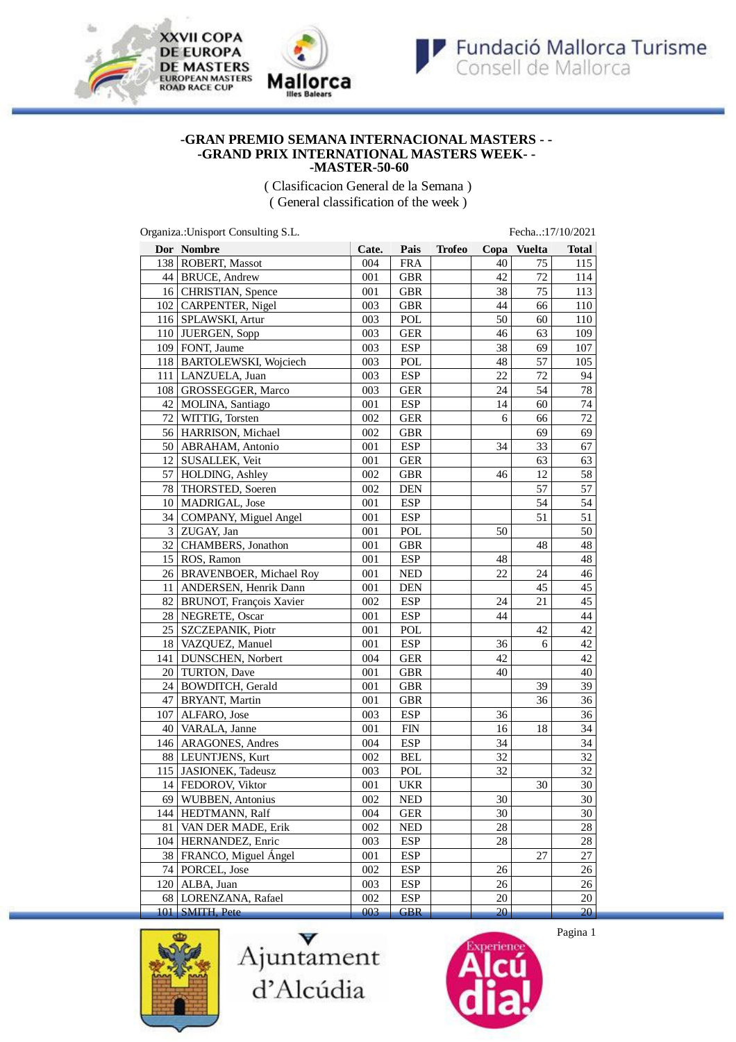**-GRAN PREMIO SEMANA INTERNACIONAL MASTERS - -**
**-GRAND PRIX INTERNATIONAL MASTERS WEEK- -**
**-MASTER-50-60**

( Clasificacion General de la Semana )
( General classification of the week )

Organiza.:Unisport Consulting S.L. Fecha..:17/10/2021

| Dor | Nombre | Cate. | Pais | Trofeo | Copa | Vuelta | Total |
|---|---|---|---|---|---|---|---|
| 138 | ROBERT, Massot | 004 | FRA | | 40 | 75 | 115 |
| 44 | BRUCE, Andrew | 001 | GBR | | 42 | 72 | 114 |
| 16 | CHRISTIAN, Spence | 001 | GBR | | 38 | 75 | 113 |
| 102 | CARPENTER, Nigel | 003 | GBR | | 44 | 66 | 110 |
| 116 | SPLAWSKI, Artur | 003 | POL | | 50 | 60 | 110 |
| 110 | JUERGEN, Sopp | 003 | GER | | 46 | 63 | 109 |
| 109 | FONT, Jaume | 003 | ESP | | 38 | 69 | 107 |
| 118 | BARTOLEWSKI, Wojciech | 003 | POL | | 48 | 57 | 105 |
| 111 | LANZUELA, Juan | 003 | ESP | | 22 | 72 | 94 |
| 108 | GROSSEGGER, Marco | 003 | GER | | 24 | 54 | 78 |
| 42 | MOLINA, Santiago | 001 | ESP | | 14 | 60 | 74 |
| 72 | WITTIG, Torsten | 002 | GER | | 6 | 66 | 72 |
| 56 | HARRISON, Michael | 002 | GBR | | | 69 | 69 |
| 50 | ABRAHAM, Antonio | 001 | ESP | | 34 | 33 | 67 |
| 12 | SUSALLEK, Veit | 001 | GER | | | 63 | 63 |
| 57 | HOLDING, Ashley | 002 | GBR | | 46 | 12 | 58 |
| 78 | THORSTED, Soeren | 002 | DEN | | | 57 | 57 |
| 10 | MADRIGAL, Jose | 001 | ESP | | | 54 | 54 |
| 34 | COMPANY, Miguel Angel | 001 | ESP | | | 51 | 51 |
| 3 | ZUGAY, Jan | 001 | POL | | 50 | | 50 |
| 32 | CHAMBERS, Jonathon | 001 | GBR | | | 48 | 48 |
| 15 | ROS, Ramon | 001 | ESP | | 48 | | 48 |
| 26 | BRAVENBOER, Michael Roy | 001 | NED | | 22 | 24 | 46 |
| 11 | ANDERSEN, Henrik Dann | 001 | DEN | | | 45 | 45 |
| 82 | BRUNOT, François Xavier | 002 | ESP | | 24 | 21 | 45 |
| 28 | NEGRETE, Oscar | 001 | ESP | | 44 | | 44 |
| 25 | SZCZEPANIK, Piotr | 001 | POL | | | 42 | 42 |
| 18 | VAZQUEZ, Manuel | 001 | ESP | | 36 | 6 | 42 |
| 141 | DUNSCHEN, Norbert | 004 | GER | | 42 | | 42 |
| 20 | TURTON, Dave | 001 | GBR | | 40 | | 40 |
| 24 | BOWDITCH, Gerald | 001 | GBR | | | 39 | 39 |
| 47 | BRYANT, Martin | 001 | GBR | | | 36 | 36 |
| 107 | ALFARO, Jose | 003 | ESP | | 36 | | 36 |
| 40 | VARALA, Janne | 001 | FIN | | 16 | 18 | 34 |
| 146 | ARAGONES, Andres | 004 | ESP | | 34 | | 34 |
| 88 | LEUNTJENS, Kurt | 002 | BEL | | 32 | | 32 |
| 115 | JASIONEK, Tadeusz | 003 | POL | | 32 | | 32 |
| 14 | FEDOROV, Viktor | 001 | UKR | | | 30 | 30 |
| 69 | WUBBEN, Antonius | 002 | NED | | 30 | | 30 |
| 144 | HEDTMANN, Ralf | 004 | GER | | 30 | | 30 |
| 81 | VAN DER MADE, Erik | 002 | NED | | 28 | | 28 |
| 104 | HERNANDEZ, Enric | 003 | ESP | | 28 | | 28 |
| 38 | FRANCO, Miguel Ángel | 001 | ESP | | | 27 | 27 |
| 74 | PORCEL, Jose | 002 | ESP | | 26 | | 26 |
| 120 | ALBA, Juan | 003 | ESP | | 26 | | 26 |
| 68 | LORENZANA, Rafael | 002 | ESP | | 20 | | 20 |
| 101 | SMITH, Pete | 003 | GBR | | 20 | | 20 |